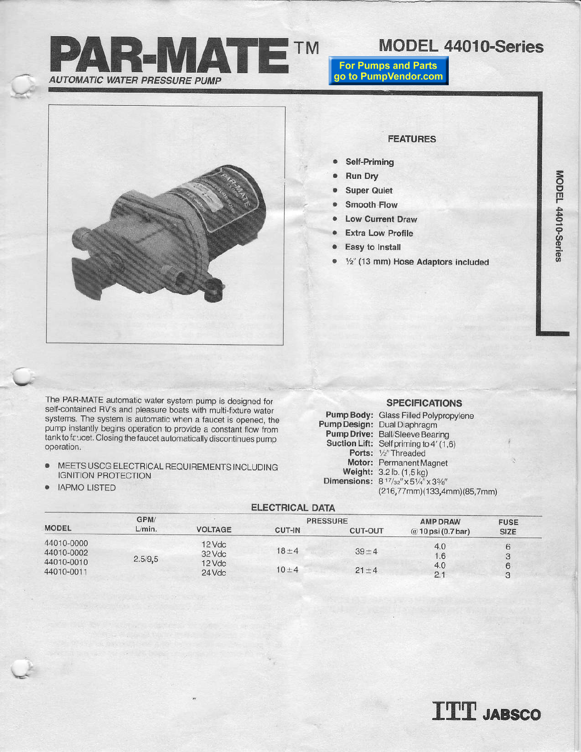# PAR-MATE™

*AUTOMATIC WATER PRESSURE PUMP*

## MODEL 44010-Series

For Pumps and Parts go to PumpVendor.com

### FEATURES

- Self-Priming
- Run Dry
- Super Quiet
- Smooth Flow
- Low Current Draw
- Extra Low Profile
- Easy to Install
- ½" (13 mm) Hose Adaptors included

The PAR-MATE automatic water system pump is designed for self-contained RV's and pleasure boats with multi-fixture water systems. The system is automatic when a faucet is opened, the pump instantly begins operation to provide a constant flow from tank to faucet. Closing the faucet automatically discontinues pump operation.

- MEETS USCG ELECTRICAL REQUIREMENTS INCLUDING IGNITION PROTECTION
- IAPMO LISTED

### SPECIFICATIONS

**Pump Body:** Glass Filled Polypropylene
**Pump Design:** Dual Diaphragm
**Pump Drive:** Ball/Sleeve Bearing
**Suction Lift:** Self priming to 4' (1,6)
**Ports:** ½" Threaded
**Motor:** Permanent Magnet
**Weight:** 3.2 lb. (1,5 kg)
**Dimensions:** 8 17/32" x 5¼" x 3⅜" (216,77mm)(133,4mm)(85,7mm)

### ELECTRICAL DATA

| MODEL | GPM/ L/min. | VOLTAGE | PRESSURE CUT-IN | PRESSURE CUT-OUT | AMP DRAW @ 10 psi (0.7 bar) | FUSE SIZE |
|---|---|---|---|---|---|---|
| 44010-0000 | 2.5/9,5 | 12 Vdc | 18 ± 4 | 39 ± 4 | 4.0 | 6 |
| 44010-0002 | 2.5/9,5 | 32 Vdc | 18 ± 4 | 39 ± 4 | 1.6 | 3 |
| 44010-0010 | 2.5/9,5 | 12 Vdc | 10 ± 4 | 21 ± 4 | 4.0 | 6 |
| 44010-0011 | 2.5/9,5 | 24 Vdc | 10 ± 4 | 21 ± 4 | 2.1 | 3 |

ITT JABSCO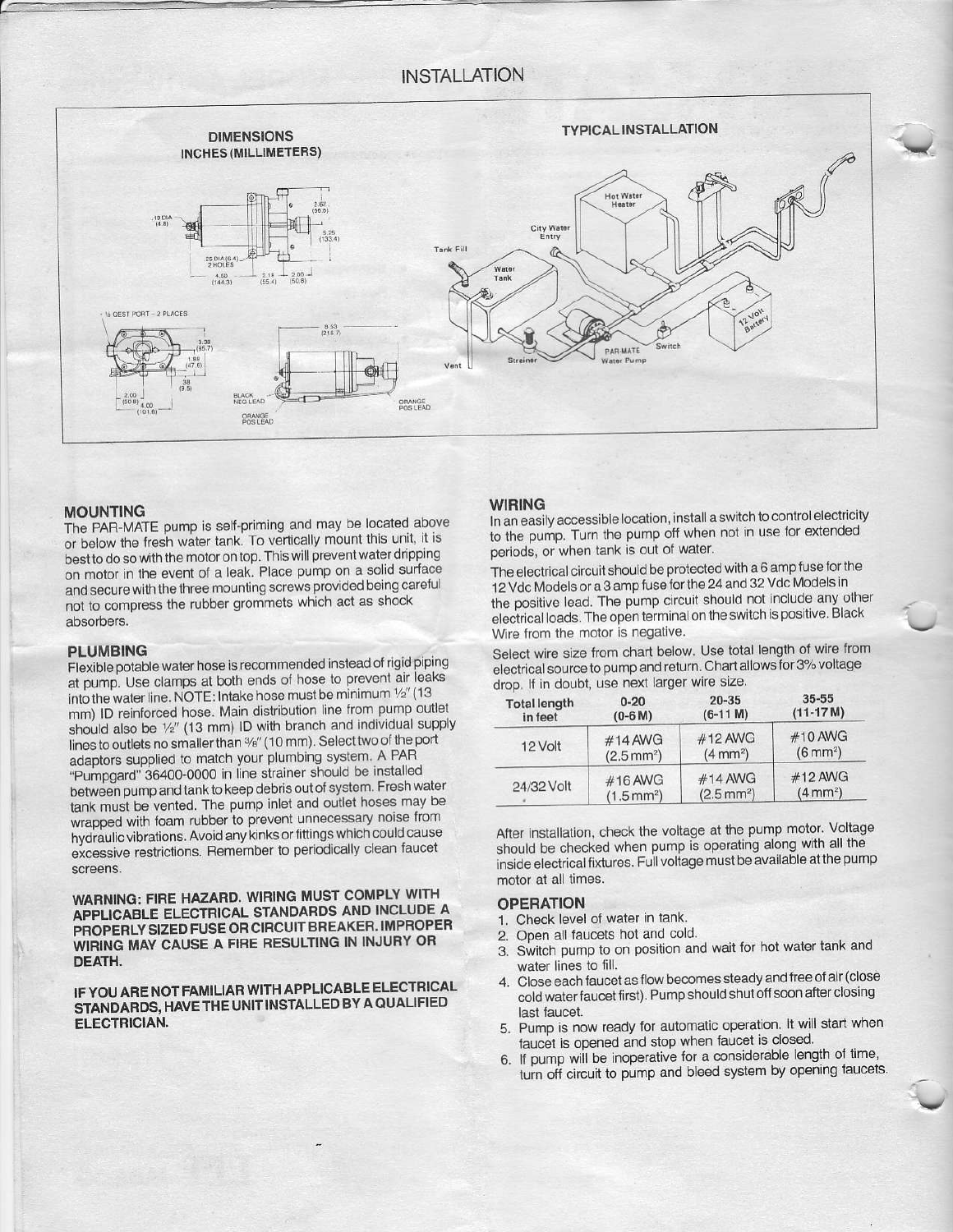# INSTALLATION

DIMENSIONS
INCHES (MILLIMETERS)

TYPICAL INSTALLATION

## MOUNTING

The PAR-MATE pump is self-priming and may be located above or below the fresh water tank. To vertically mount this unit, it is best to do so with the motor on top. This will prevent water dripping on motor in the event of a leak. Place pump on a solid surface and secure with the three mounting screws provided being careful not to compress the rubber grommets which act as shock absorbers.

## PLUMBING

Flexible potable water hose is recommended instead of rigid piping at pump. Use clamps at both ends of hose to prevent air leaks into the water line. NOTE: Intake hose must be minimum ½" (13 mm) ID reinforced hose. Main distribution line from pump outlet should also be ½" (13 mm) ID with branch and individual supply lines to outlets no smaller than ⅜" (10 mm). Select two of the port adaptors supplied to match your plumbing system. A PAR "Pumpgard" 36400-0000 in line strainer should be installed between pump and tank to keep debris out of system. Fresh water tank must be vented. The pump inlet and outlet hoses may be wrapped with foam rubber to prevent unnecessary noise from hydraulic vibrations. Avoid any kinks or fittings which could cause excessive restrictions. Remember to periodically clean faucet screens.

**WARNING: FIRE HAZARD. WIRING MUST COMPLY WITH APPLICABLE ELECTRICAL STANDARDS AND INCLUDE A PROPERLY SIZED FUSE OR CIRCUIT BREAKER. IMPROPER WIRING MAY CAUSE A FIRE RESULTING IN INJURY OR DEATH.**

**IF YOU ARE NOT FAMILIAR WITH APPLICABLE ELECTRICAL STANDARDS, HAVE THE UNIT INSTALLED BY A QUALIFIED ELECTRICIAN.**

## WIRING

In an easily accessible location, install a switch to control electricity to the pump. Turn the pump off when not in use for extended periods, or when tank is out of water.

The electrical circuit should be protected with a 6 amp fuse for the 12 Vdc Models or a 3 amp fuse for the 24 and 32 Vdc Models in the positive lead. The pump circuit should not include any other electrical loads. The open terminal on the switch is positive. Black Wire from the motor is negative.

Select wire size from chart below. Use total length of wire from electrical source to pump and return. Chart allows for 3% voltage drop. If in doubt, use next larger wire size.

| Total length in feet | 0-20 (0-6 M) | 20-35 (6-11 M) | 35-55 (11-17 M) |
|---|---|---|---|
| 12 Volt | #14 AWG ($2.5 mm^2$) | #12 AWG ($4 mm^2$) | #10 AWG ($6 mm^2$) |
| 24/32 Volt | #16 AWG ($1.5 mm^2$) | #14 AWG ($2.5 mm^2$) | #12 AWG ($4 mm^2$) |

After installation, check the voltage at the pump motor. Voltage should be checked when pump is operating along with all the inside electrical fixtures. Full voltage must be available at the pump motor at all times.

## OPERATION

1. Check level of water in tank.
2. Open all faucets hot and cold.
3. Switch pump to on position and wait for hot water tank and water lines to fill.
4. Close each faucet as flow becomes steady and free of air (close cold water faucet first). Pump should shut off soon after closing last faucet.
5. Pump is now ready for automatic operation. It will start when faucet is opened and stop when faucet is closed.
6. If pump will be inoperative for a considerable length of time, turn off circuit to pump and bleed system by opening faucets.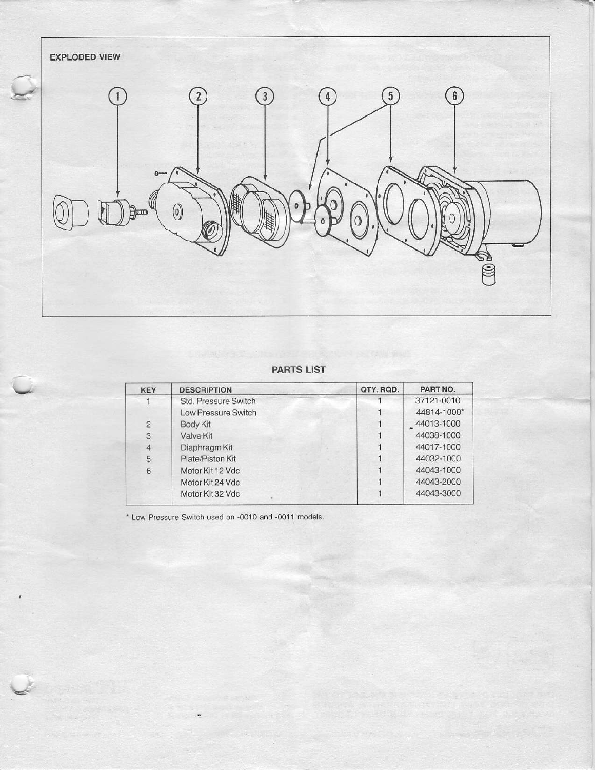EXPLODED VIEW

1 2 3 4 5 6

## PARTS LIST

| KEY | DESCRIPTION | QTY. RQD. | PART NO. |
|---|---|---|---|
| 1 | Std. Pressure Switch | 1 | 37121-0010 |
| | Low Pressure Switch | 1 | 44814-1000* |
| 2 | Body Kit | 1 | 44013-1000 |
| 3 | Valve Kit | 1 | 44038-1000 |
| 4 | Diaphragm Kit | 1 | 44017-1000 |
| 5 | Plate/Piston Kit | 1 | 44032-1000 |
| 6 | Motor Kit 12 Vdc | 1 | 44043-1000 |
| | Motor Kit 24 Vdc | 1 | 44043-2000 |
| | Motor Kit 32 Vdc | 1 | 44043-3000 |

* Low Pressure Switch used on -0010 and -0011 models.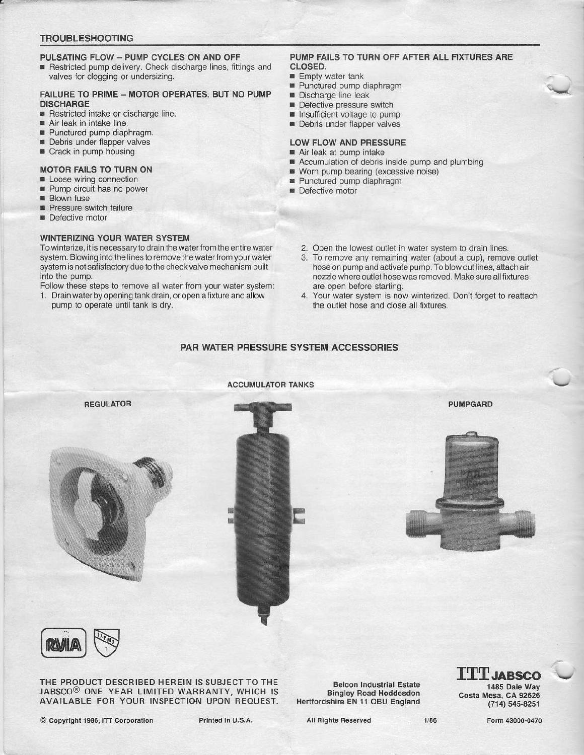## TROUBLESHOOTING

### PULSATING FLOW – PUMP CYCLES ON AND OFF

- Restricted pump delivery. Check discharge lines, fittings and valves for clogging or undersizing.

### FAILURE TO PRIME – MOTOR OPERATES, BUT NO PUMP DISCHARGE

- Restricted intake or discharge line.
- Air leak in intake line.
- Punctured pump diaphragm.
- Debris under flapper valves
- Crack in pump housing

### MOTOR FAILS TO TURN ON

- Loose wiring connection
- Pump circuit has no power
- Blown fuse
- Pressure switch failure
- Defective motor

### PUMP FAILS TO TURN OFF AFTER ALL FIXTURES ARE CLOSED.

- Empty water tank
- Punctured pump diaphragm
- Discharge line leak
- Defective pressure switch
- Insufficient voltage to pump
- Debris under flapper valves

### LOW FLOW AND PRESSURE

- Air leak at pump intake
- Accumulation of debris inside pump and plumbing
- Worn pump bearing (excessive noise)
- Punctured pump diaphragm
- Defective motor

### WINTERIZING YOUR WATER SYSTEM

To winterize, it is necessary to drain the water from the entire water system. Blowing into the lines to remove the water from your water system is not satisfactory due to the check valve mechanism built into the pump.

Follow these steps to remove all water from your water system:

1. Drain water by opening tank drain, or open a fixture and allow pump to operate until tank is dry.
2. Open the lowest outlet in water system to drain lines.
3. To remove any remaining water (about a cup), remove outlet hose on pump and activate pump. To blow out lines, attach air nozzle where outlet hose was removed. Make sure all fixtures are open before starting.
4. Your water system is now winterized. Don't forget to reattach the outlet hose and close all fixtures.

## PAR WATER PRESSURE SYSTEM ACCESSORIES

REGULATOR

ACCUMULATOR TANKS

PUMPGARD

THE PRODUCT DESCRIBED HEREIN IS SUBJECT TO THE JABSCO® ONE YEAR LIMITED WARRANTY, WHICH IS AVAILABLE FOR YOUR INSPECTION UPON REQUEST.

Belcon Industrial Estate
Bingley Road Hoddesdon
Hertfordshire EN 11 0BU England

ITT JABSCO
1485 Dale Way
Costa Mesa, CA 92626
(714) 545-8251

© Copyright 1986, ITT Corporation — Printed in U.S.A. — All Rights Reserved — 1/86 — Form 43000-0470